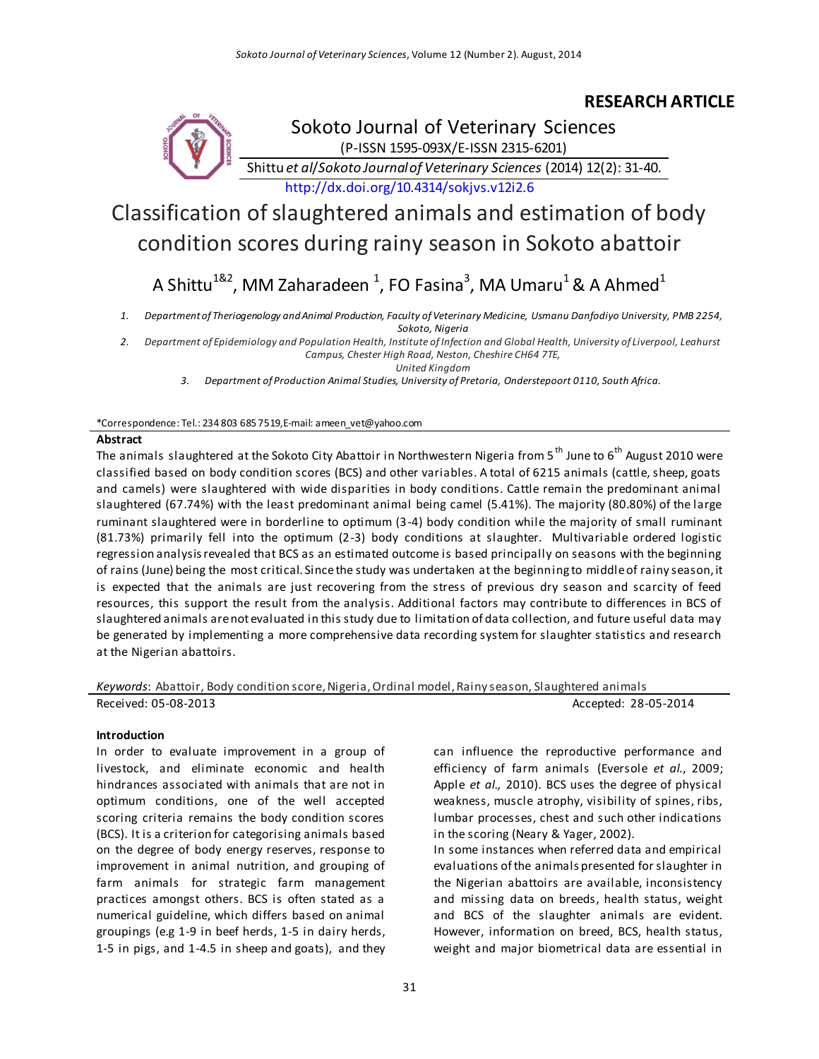**RESEARCH ARTICLE**

Sokoto Journal of Veterinary Sciences

(P-ISSN 1595-093X/E-ISSN 2315-6201)

Shittu *et al*/*Sokoto Journal of Veterinary Sciences* (2014) 12(2): 31-40.

http://dx.doi.org/10.4314/sokjvs.v12i2.6

# Classification of slaughtered animals and estimation of body condition scores during rainy season in Sokoto abattoir

A Shittu[1&2], MM Zaharadeen [1], FO Fasina[3], MA Umaru[1] & A Ahmed[1]

1. *Department of Theriogenology and Animal Production, Faculty of Veterinary Medicine, Usmanu Danfodiyo University, PMB 2254, Sokoto, Nigeria*
2. *Department of Epidemiology and Population Health, Institute of Infection and Global Health, University of Liverpool, Leahurst Campus, Chester High Road, Neston, Cheshire CH64 7TE, United Kingdom*
3. *Department of Production Animal Studies, University of Pretoria, Onderstepoort 0110, South Africa.*

*Correspondence: Tel.: 234 803 685 7519, E-mail: ameen_vet@yahoo.com

**Abstract**

The animals slaughtered at the Sokoto City Abattoir in Northwestern Nigeria from 5th June to 6th August 2010 were classified based on body condition scores (BCS) and other variables. A total of 6215 animals (cattle, sheep, goats and camels) were slaughtered with wide disparities in body conditions. Cattle remain the predominant animal slaughtered (67.74%) with the least predominant animal being camel (5.41%). The majority (80.80%) of the large ruminant slaughtered were in borderline to optimum (3-4) body condition while the majority of small ruminant (81.73%) primarily fell into the optimum (2-3) body conditions at slaughter. Multivariable ordered logistic regression analysis revealed that BCS as an estimated outcome is based principally on seasons with the beginning of rains (June) being the most critical. Since the study was undertaken at the beginning to middle of rainy season, it is expected that the animals are just recovering from the stress of previous dry season and scarcity of feed resources, this support the result from the analysis. Additional factors may contribute to differences in BCS of slaughtered animals are not evaluated in this study due to limitation of data collection, and future useful data may be generated by implementing a more comprehensive data recording system for slaughter statistics and research at the Nigerian abattoirs.

*Keywords*: Abattoir, Body condition score, Nigeria, Ordinal model, Rainy season, Slaughtered animals

Received: 05-08-2013 Accepted: 28-05-2014

**Introduction**

In order to evaluate improvement in a group of livestock, and eliminate economic and health hindrances associated with animals that are not in optimum conditions, one of the well accepted scoring criteria remains the body condition scores (BCS). It is a criterion for categorising animals based on the degree of body energy reserves, response to improvement in animal nutrition, and grouping of farm animals for strategic farm management practices amongst others. BCS is often stated as a numerical guideline, which differs based on animal groupings (e.g 1-9 in beef herds, 1-5 in dairy herds, 1-5 in pigs, and 1-4.5 in sheep and goats), and they can influence the reproductive performance and efficiency of farm animals (Eversole *et al.,* 2009; Apple *et al.,* 2010). BCS uses the degree of physical weakness, muscle atrophy, visibility of spines, ribs, lumbar processes, chest and such other indications in the scoring (Neary & Yager, 2002).

In some instances when referred data and empirical evaluations of the animals presented for slaughter in the Nigerian abattoirs are available, inconsistency and missing data on breeds, health status, weight and BCS of the slaughter animals are evident. However, information on breed, BCS, health status, weight and major biometrical data are essential in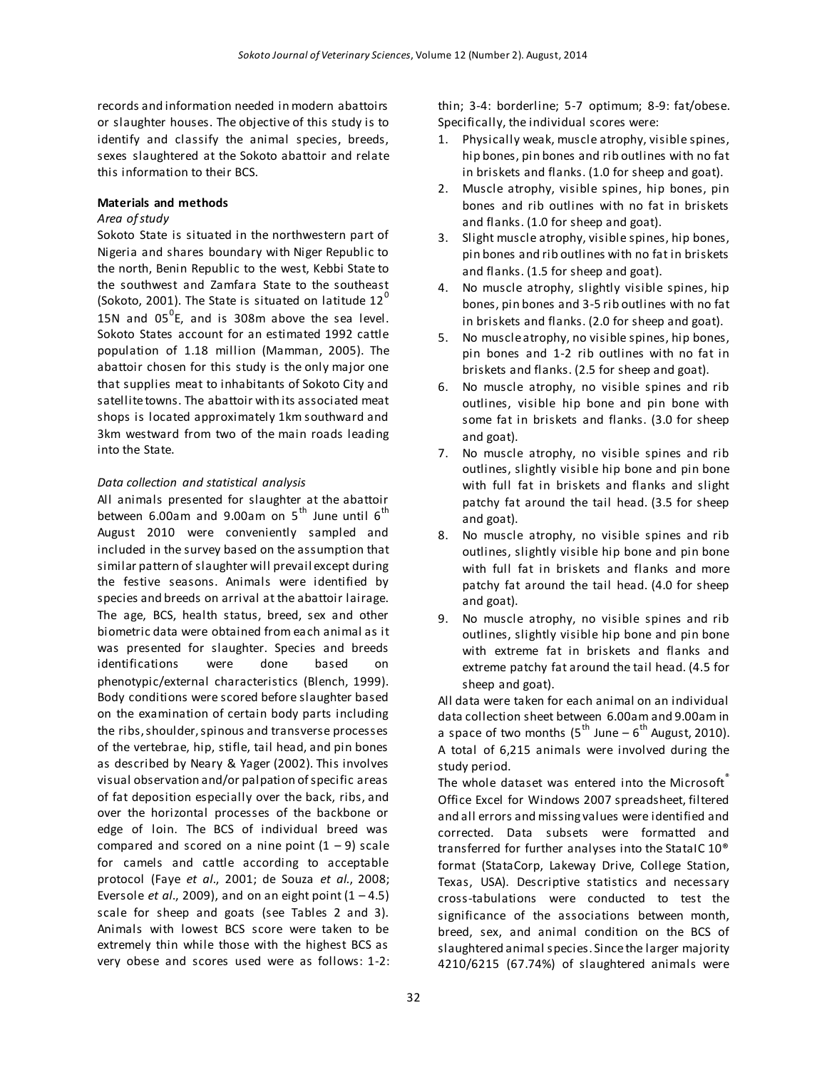records and information needed in modern abattoirs or slaughter houses. The objective of this study is to identify and classify the animal species, breeds, sexes slaughtered at the Sokoto abattoir and relate this information to their BCS.

**Materials and methods**

*Area of study*

Sokoto State is situated in the northwestern part of Nigeria and shares boundary with Niger Republic to the north, Benin Republic to the west, Kebbi State to the southwest and Zamfara State to the southeast (Sokoto, 2001). The State is situated on latitude $12^0$ 15N and $05^0$E, and is 308m above the sea level. Sokoto States account for an estimated 1992 cattle population of 1.18 million (Mamman, 2005). The abattoir chosen for this study is the only major one that supplies meat to inhabitants of Sokoto City and satellite towns. The abattoir with its associated meat shops is located approximately 1km southward and 3km westward from two of the main roads leading into the State.

*Data collection and statistical analysis*

All animals presented for slaughter at the abattoir between 6.00am and 9.00am on 5th June until 6th August 2010 were conveniently sampled and included in the survey based on the assumption that similar pattern of slaughter will prevail except during the festive seasons. Animals were identified by species and breeds on arrival at the abattoir lairage. The age, BCS, health status, breed, sex and other biometric data were obtained from each animal as it was presented for slaughter. Species and breeds identifications were done based on phenotypic/external characteristics (Blench, 1999). Body conditions were scored before slaughter based on the examination of certain body parts including the ribs, shoulder, spinous and transverse processes of the vertebrae, hip, stifle, tail head, and pin bones as described by Neary & Yager (2002). This involves visual observation and/or palpation of specific areas of fat deposition especially over the back, ribs, and over the horizontal processes of the backbone or edge of loin. The BCS of individual breed was compared and scored on a nine point (1 – 9) scale for camels and cattle according to acceptable protocol (Faye *et al*., 2001; de Souza *et al*., 2008; Eversole *et al*., 2009), and on an eight point (1 – 4.5) scale for sheep and goats (see Tables 2 and 3). Animals with lowest BCS score were taken to be extremely thin while those with the highest BCS as very obese and scores used were as follows: 1-2: thin; 3-4: borderline; 5-7 optimum; 8-9: fat/obese. Specifically, the individual scores were:

1. Physically weak, muscle atrophy, visible spines, hip bones, pin bones and rib outlines with no fat in briskets and flanks. (1.0 for sheep and goat).
2. Muscle atrophy, visible spines, hip bones, pin bones and rib outlines with no fat in briskets and flanks. (1.0 for sheep and goat).
3. Slight muscle atrophy, visible spines, hip bones, pin bones and rib outlines with no fat in briskets and flanks. (1.5 for sheep and goat).
4. No muscle atrophy, slightly visible spines, hip bones, pin bones and 3-5 rib outlines with no fat in briskets and flanks. (2.0 for sheep and goat).
5. No muscle atrophy, no visible spines, hip bones, pin bones and 1-2 rib outlines with no fat in briskets and flanks. (2.5 for sheep and goat).
6. No muscle atrophy, no visible spines and rib outlines, visible hip bone and pin bone with some fat in briskets and flanks. (3.0 for sheep and goat).
7. No muscle atrophy, no visible spines and rib outlines, slightly visible hip bone and pin bone with full fat in briskets and flanks and slight patchy fat around the tail head. (3.5 for sheep and goat).
8. No muscle atrophy, no visible spines and rib outlines, slightly visible hip bone and pin bone with full fat in briskets and flanks and more patchy fat around the tail head. (4.0 for sheep and goat).
9. No muscle atrophy, no visible spines and rib outlines, slightly visible hip bone and pin bone with extreme fat in briskets and flanks and extreme patchy fat around the tail head. (4.5 for sheep and goat).

All data were taken for each animal on an individual data collection sheet between 6.00am and 9.00am in a space of two months (5th June – 6th August, 2010). A total of 6,215 animals were involved during the study period.

The whole dataset was entered into the Microsoft® Office Excel for Windows 2007 spreadsheet, filtered and all errors and missing values were identified and corrected. Data subsets were formatted and transferred for further analyses into the StataIC 10® format (StataCorp, Lakeway Drive, College Station, Texas, USA). Descriptive statistics and necessary cross-tabulations were conducted to test the significance of the associations between month, breed, sex, and animal condition on the BCS of slaughtered animal species. Since the larger majority 4210/6215 (67.74%) of slaughtered animals were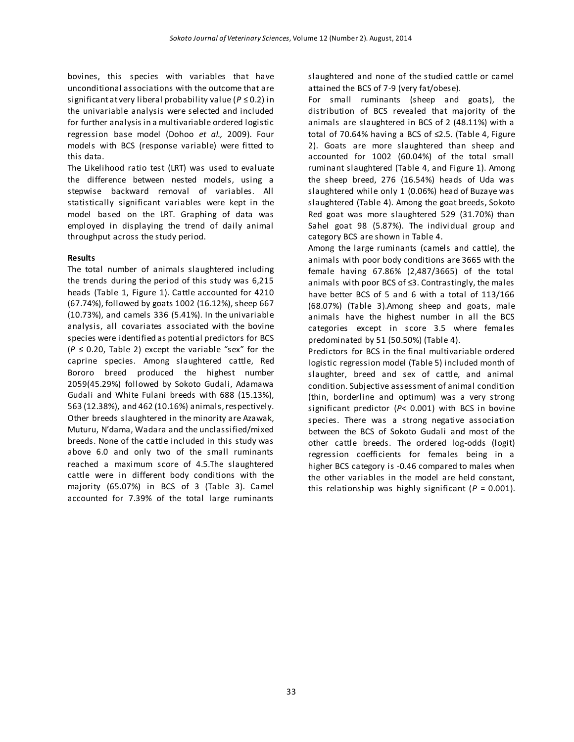bovines, this species with variables that have unconditional associations with the outcome that are significant at very liberal probability value ($P \leq 0.2$) in the univariable analysis were selected and included for further analysis in a multivariable ordered logistic regression base model (Dohoo *et al.,* 2009). Four models with BCS (response variable) were fitted to this data.

The Likelihood ratio test (LRT) was used to evaluate the difference between nested models, using a stepwise backward removal of variables. All statistically significant variables were kept in the model based on the LRT. Graphing of data was employed in displaying the trend of daily animal throughput across the study period.

**Results**

The total number of animals slaughtered including the trends during the period of this study was 6,215 heads (Table 1, Figure 1). Cattle accounted for 4210 (67.74%), followed by goats 1002 (16.12%), sheep 667 (10.73%), and camels 336 (5.41%). In the univariable analysis, all covariates associated with the bovine species were identified as potential predictors for BCS ($P \leq 0.20$, Table 2) except the variable "sex" for the caprine species. Among slaughtered cattle, Red Bororo breed produced the highest number 2059(45.29%) followed by Sokoto Gudali, Adamawa Gudali and White Fulani breeds with 688 (15.13%), 563 (12.38%), and 462 (10.16%) animals, respectively. Other breeds slaughtered in the minority are Azawak, Muturu, N'dama, Wadara and the unclassified/mixed breeds. None of the cattle included in this study was above 6.0 and only two of the small ruminants reached a maximum score of 4.5.The slaughtered cattle were in different body conditions with the majority (65.07%) in BCS of 3 (Table 3). Camel accounted for 7.39% of the total large ruminants slaughtered and none of the studied cattle or camel attained the BCS of 7-9 (very fat/obese).

For small ruminants (sheep and goats), the distribution of BCS revealed that majority of the animals are slaughtered in BCS of 2 (48.11%) with a total of 70.64% having a BCS of ≤2.5. (Table 4, Figure 2). Goats are more slaughtered than sheep and accounted for 1002 (60.04%) of the total small ruminant slaughtered (Table 4, and Figure 1). Among the sheep breed, 276 (16.54%) heads of Uda was slaughtered while only 1 (0.06%) head of Buzaye was slaughtered (Table 4). Among the goat breeds, Sokoto Red goat was more slaughtered 529 (31.70%) than Sahel goat 98 (5.87%). The individual group and category BCS are shown in Table 4.

Among the large ruminants (camels and cattle), the animals with poor body conditions are 3665 with the female having 67.86% (2,487/3665) of the total animals with poor BCS of ≤3. Contrastingly, the males have better BCS of 5 and 6 with a total of 113/166 (68.07%) (Table 3).Among sheep and goats, male animals have the highest number in all the BCS categories except in score 3.5 where females predominated by 51 (50.50%) (Table 4).

Predictors for BCS in the final multivariable ordered logistic regression model (Table 5) included month of slaughter, breed and sex of cattle, and animal condition. Subjective assessment of animal condition (thin, borderline and optimum) was a very strong significant predictor ($P < 0.001$) with BCS in bovine species. There was a strong negative association between the BCS of Sokoto Gudali and most of the other cattle breeds. The ordered log-odds (logit) regression coefficients for females being in a higher BCS category is -0.46 compared to males when the other variables in the model are held constant, this relationship was highly significant ($P = 0.001$).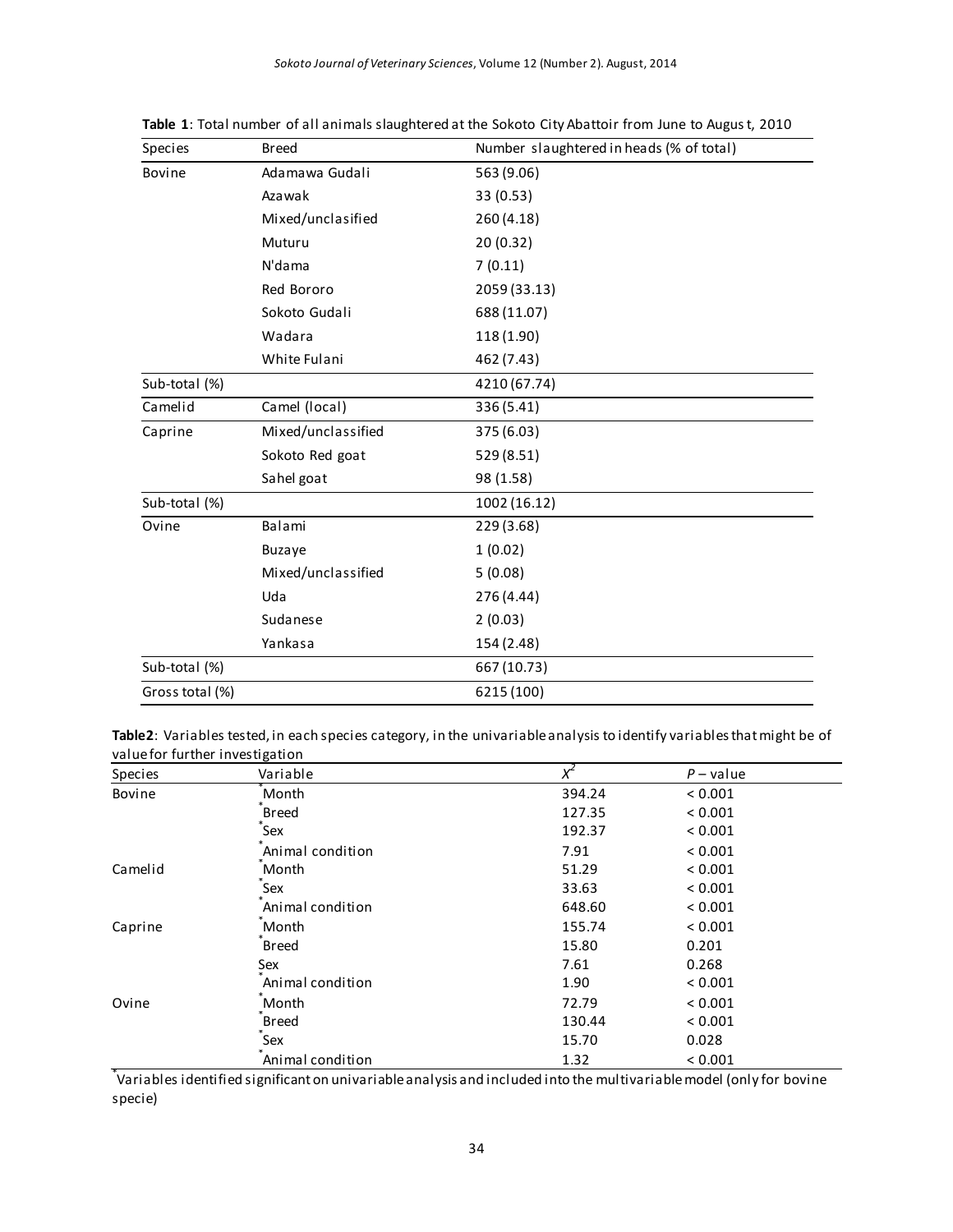**Table 1**: Total number of all animals slaughtered at the Sokoto City Abattoir from June to August, 2010

| Species | Breed | Number slaughtered in heads (% of total) |
|---|---|---|
| Bovine | Adamawa Gudali | 563 (9.06) |
| | Azawak | 33 (0.53) |
| | Mixed/unclasified | 260 (4.18) |
| | Muturu | 20 (0.32) |
| | N'dama | 7 (0.11) |
| | Red Bororo | 2059 (33.13) |
| | Sokoto Gudali | 688 (11.07) |
| | Wadara | 118 (1.90) |
| | White Fulani | 462 (7.43) |
| Sub-total (%) | | 4210 (67.74) |
| Camelid | Camel (local) | 336 (5.41) |
| Caprine | Mixed/unclassified | 375 (6.03) |
| | Sokoto Red goat | 529 (8.51) |
| | Sahel goat | 98 (1.58) |
| Sub-total (%) | | 1002 (16.12) |
| Ovine | Balami | 229 (3.68) |
| | Buzaye | 1 (0.02) |
| | Mixed/unclassified | 5 (0.08) |
| | Uda | 276 (4.44) |
| | Sudanese | 2 (0.03) |
| | Yankasa | 154 (2.48) |
| Sub-total (%) | | 667 (10.73) |
| Gross total (%) | | 6215 (100) |

**Table2**: Variables tested, in each species category, in the univariable analysis to identify variables that might be of value for further investigation

| Species | Variable | $X^2$ | $P$ – value |
|---|---|---|---|
| Bovine | *Month | 394.24 | < 0.001 |
| | *Breed | 127.35 | < 0.001 |
| | *Sex | 192.37 | < 0.001 |
| | *Animal condition | 7.91 | < 0.001 |
| Camelid | *Month | 51.29 | < 0.001 |
| | *Sex | 33.63 | < 0.001 |
| | *Animal condition | 648.60 | < 0.001 |
| Caprine | *Month | 155.74 | < 0.001 |
| | *Breed | 15.80 | 0.201 |
| | Sex | 7.61 | 0.268 |
| | *Animal condition | 1.90 | < 0.001 |
| Ovine | *Month | 72.79 | < 0.001 |
| | *Breed | 130.44 | < 0.001 |
| | *Sex | 15.70 | 0.028 |
| | *Animal condition | 1.32 | < 0.001 |

*Variables identified significant on univariable analysis and included into the multivariable model (only for bovine specie)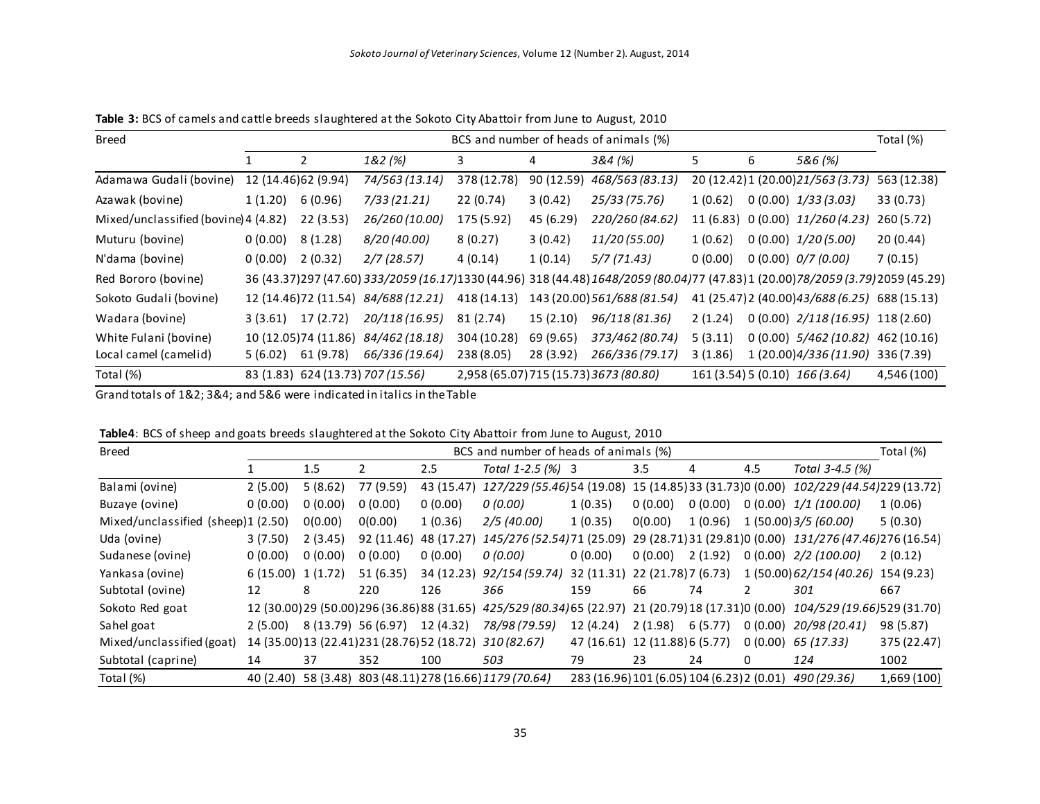**Table 3:** BCS of camels and cattle breeds slaughtered at the Sokoto City Abattoir from June to August, 2010

| Breed | BCS and number of heads of animals (%) | | | | | | | | | Total (%) |
|---|---|---|---|---|---|---|---|---|---|---|
| | 1 | 2 | *1&2 (%)* | 3 | 4 | *3&4 (%)* | 5 | 6 | *5&6 (%)* | |
| Adamawa Gudali (bovine) | 12 (14.46) | 62 (9.94) | *74/563 (13.14)* | 378 (12.78) | 90 (12.59) | *468/563 (83.13)* | 20 (12.42) | 1 (20.00) | *21/563 (3.73)* | 563 (12.38) |
| Azawak (bovine) | 1 (1.20) | 6 (0.96) | *7/33 (21.21)* | 22 (0.74) | 3 (0.42) | *25/33 (75.76)* | 1 (0.62) | 0 (0.00) | *1/33 (3.03)* | 33 (0.73) |
| Mixed/unclassified (bovine) | 4 (4.82) | 22 (3.53) | *26/260 (10.00)* | 175 (5.92) | 45 (6.29) | *220/260 (84.62)* | 11 (6.83) | 0 (0.00) | *11/260 (4.23)* | 260 (5.72) |
| Muturu (bovine) | 0 (0.00) | 8 (1.28) | *8/20 (40.00)* | 8 (0.27) | 3 (0.42) | *11/20 (55.00)* | 1 (0.62) | 0 (0.00) | *1/20 (5.00)* | 20 (0.44) |
| N'dama (bovine) | 0 (0.00) | 2 (0.32) | *2/7 (28.57)* | 4 (0.14) | 1 (0.14) | *5/7 (71.43)* | 0 (0.00) | 0 (0.00) | *0/7 (0.00)* | 7 (0.15) |
| Red Bororo (bovine) | 36 (43.37) | 297 (47.60) | *333/2059 (16.17)* | 1330 (44.96) | 318 (44.48) | *1648/2059 (80.04)* | 77 (47.83) | 1 (20.00) | *78/2059 (3.79)* | 2059 (45.29) |
| Sokoto Gudali (bovine) | 12 (14.46) | 72 (11.54) | *84/688 (12.21)* | 418 (14.13) | 143 (20.00) | *561/688 (81.54)* | 41 (25.47) | 2 (40.00) | *43/688 (6.25)* | 688 (15.13) |
| Wadara (bovine) | 3 (3.61) | 17 (2.72) | *20/118 (16.95)* | 81 (2.74) | 15 (2.10) | *96/118 (81.36)* | 2 (1.24) | 0 (0.00) | *2/118 (16.95)* | 118 (2.60) |
| White Fulani (bovine) | 10 (12.05) | 74 (11.86) | *84/462 (18.18)* | 304 (10.28) | 69 (9.65) | *373/462 (80.74)* | 5 (3.11) | 0 (0.00) | *5/462 (10.82)* | 462 (10.16) |
| Local camel (camelid) | 5 (6.02) | 61 (9.78) | *66/336 (19.64)* | 238 (8.05) | 28 (3.92) | *266/336 (79.17)* | 3 (1.86) | 1 (20.00) | *4/336 (11.90)* | 336 (7.39) |
| Total (%) | 83 (1.83) | 624 (13.73) | *707 (15.56)* | 2,958 (65.07) | 715 (15.73) | *3673 (80.80)* | 161 (3.54) | 5 (0.10) | *166 (3.64)* | 4,546 (100) |

Grand totals of 1&2; 3&4; and 5&6 were indicated in italics in the Table

**Table4**: BCS of sheep and goats breeds slaughtered at the Sokoto City Abattoir from June to August, 2010

| Breed | BCS and number of heads of animals (%) | | | | | | | | | | Total (%) |
|---|---|---|---|---|---|---|---|---|---|---|---|
| | 1 | 1.5 | 2 | 2.5 | *Total 1-2.5 (%)* | 3 | 3.5 | 4 | 4.5 | *Total 3-4.5 (%)* | |
| Balami (ovine) | 2 (5.00) | 5 (8.62) | 77 (9.59) | 43 (15.47) | *127/229 (55.46)* | 54 (19.08) | 15 (14.85) | 33 (31.73) | 0 (0.00) | *102/229 (44.54)* | 229 (13.72) |
| Buzaye (ovine) | 0 (0.00) | 0 (0.00) | 0 (0.00) | 0 (0.00) | *0 (0.00)* | 1 (0.35) | 0 (0.00) | 0 (0.00) | 0 (0.00) | *1/1 (100.00)* | 1 (0.06) |
| Mixed/unclassified (sheep) | 1 (2.50) | 0(0.00) | 0(0.00) | 1 (0.36) | *2/5 (40.00)* | 1 (0.35) | 0(0.00) | 1 (0.96) | 1 (50.00) | *3/5 (60.00)* | 5 (0.30) |
| Uda (ovine) | 3 (7.50) | 2 (3.45) | 92 (11.46) | 48 (17.27) | *145/276 (52.54)* | 71 (25.09) | 29 (28.71) | 31 (29.81) | 0 (0.00) | *131/276 (47.46)* | 276 (16.54) |
| Sudanese (ovine) | 0 (0.00) | 0 (0.00) | 0 (0.00) | 0 (0.00) | *0 (0.00)* | 0 (0.00) | 0 (0.00) | 2 (1.92) | 0 (0.00) | *2/2 (100.00)* | 2 (0.12) |
| Yankasa (ovine) | 6 (15.00) | 1 (1.72) | 51 (6.35) | 34 (12.23) | *92/154 (59.74)* | 32 (11.31) | 22 (21.78) | 7 (6.73) | 1 (50.00) | *62/154 (40.26)* | 154 (9.23) |
| Subtotal (ovine) | 12 | 8 | 220 | 126 | *366* | 159 | 66 | 74 | 2 | *301* | 667 |
| Sokoto Red goat | 12 (30.00) | 29 (50.00) | 296 (36.86) | 88 (31.65) | *425/529 (80.34)* | 65 (22.97) | 21 (20.79) | 18 (17.31) | 0 (0.00) | *104/529 (19.66)* | 529 (31.70) |
| Sahel goat | 2 (5.00) | 8 (13.79) | 56 (6.97) | 12 (4.32) | *78/98 (79.59)* | 12 (4.24) | 2 (1.98) | 6 (5.77) | 0 (0.00) | *20/98 (20.41)* | 98 (5.87) |
| Mixed/unclassified (goat) | 14 (35.00) | 13 (22.41) | 231 (28.76) | 52 (18.72) | *310 (82.67)* | 47 (16.61) | 12 (11.88) | 6 (5.77) | 0 (0.00) | *65 (17.33)* | 375 (22.47) |
| Subtotal (caprine) | 14 | 37 | 352 | 100 | *503* | 79 | 23 | 24 | 0 | *124* | 1002 |
| Total (%) | 40 (2.40) | 58 (3.48) | 803 (48.11) | 278 (16.66) | *1179 (70.64)* | 283 (16.96) | 101 (6.05) | 104 (6.23) | 2 (0.01) | *490 (29.36)* | 1,669 (100) |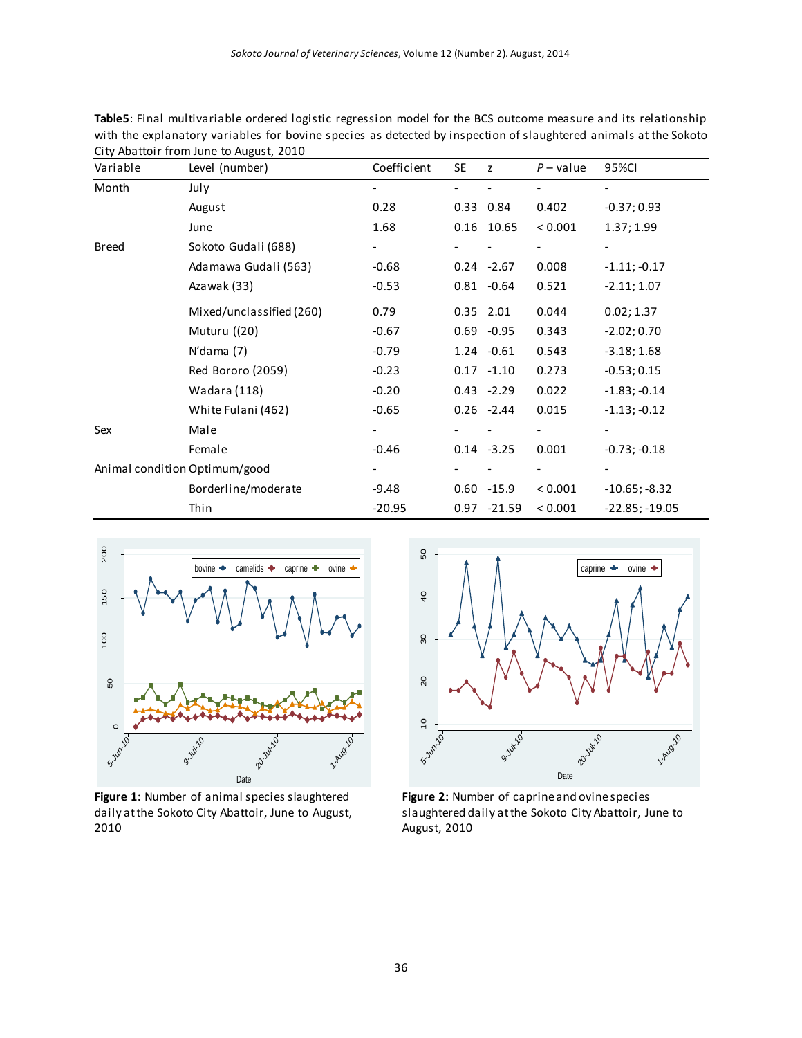**Table5**: Final multivariable ordered logistic regression model for the BCS outcome measure and its relationship with the explanatory variables for bovine species as detected by inspection of slaughtered animals at the Sokoto City Abattoir from June to August, 2010

| Variable | Level (number) | Coefficient | SE | z | *P* – value | 95%CI |
|---|---|---|---|---|---|---|
| Month | July | - | - | - | - | - |
| | August | 0.28 | 0.33 | 0.84 | 0.402 | -0.37; 0.93 |
| | June | 1.68 | 0.16 | 10.65 | < 0.001 | 1.37; 1.99 |
| Breed | Sokoto Gudali (688) | - | - | - | - | - |
| | Adamawa Gudali (563) | -0.68 | 0.24 | -2.67 | 0.008 | -1.11; -0.17 |
| | Azawak (33) | -0.53 | 0.81 | -0.64 | 0.521 | -2.11; 1.07 |
| | Mixed/unclassified (260) | 0.79 | 0.35 | 2.01 | 0.044 | 0.02; 1.37 |
| | Muturu ((20) | -0.67 | 0.69 | -0.95 | 0.343 | -2.02; 0.70 |
| | N'dama (7) | -0.79 | 1.24 | -0.61 | 0.543 | -3.18; 1.68 |
| | Red Bororo (2059) | -0.23 | 0.17 | -1.10 | 0.273 | -0.53; 0.15 |
| | Wadara (118) | -0.20 | 0.43 | -2.29 | 0.022 | -1.83; -0.14 |
| | White Fulani (462) | -0.65 | 0.26 | -2.44 | 0.015 | -1.13; -0.12 |
| Sex | Male | - | - | - | - | - |
| | Female | -0.46 | 0.14 | -3.25 | 0.001 | -0.73; -0.18 |
| Animal condition | Optimum/good | - | - | - | - | - |
| | Borderline/moderate | -9.48 | 0.60 | -15.9 | < 0.001 | -10.65; -8.32 |
| | Thin | -20.95 | 0.97 | -21.59 | < 0.001 | -22.85; -19.05 |

**Figure 1:** Number of animal species slaughtered daily at the Sokoto City Abattoir, June to August, 2010

**Figure 2:** Number of caprine and ovine species slaughtered daily at the Sokoto City Abattoir, June to August, 2010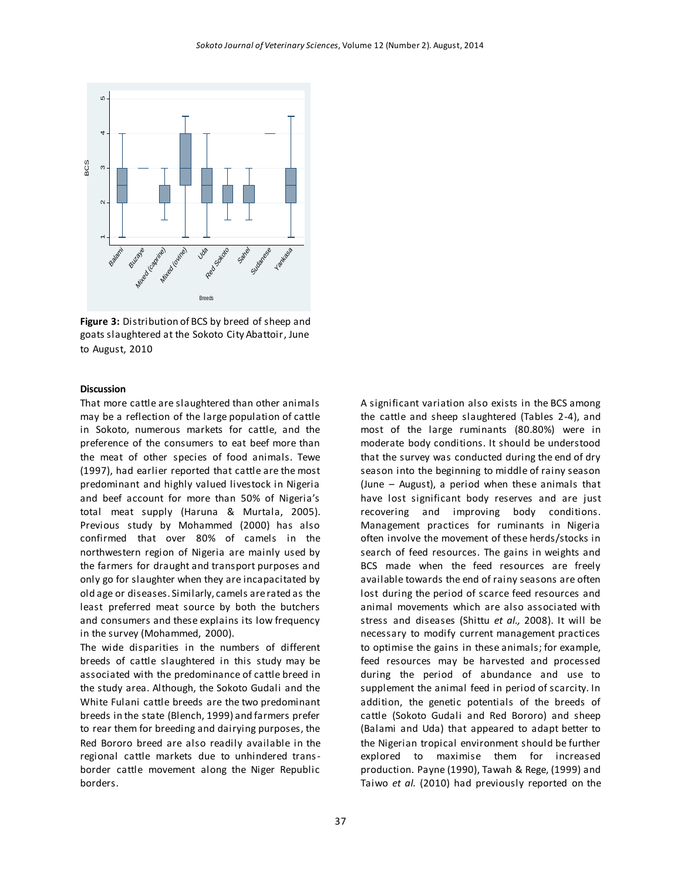**Figure 3:** Distribution of BCS by breed of sheep and goats slaughtered at the Sokoto City Abattoir, June to August, 2010

**Discussion**

That more cattle are slaughtered than other animals may be a reflection of the large population of cattle in Sokoto, numerous markets for cattle, and the preference of the consumers to eat beef more than the meat of other species of food animals. Tewe (1997), had earlier reported that cattle are the most predominant and highly valued livestock in Nigeria and beef account for more than 50% of Nigeria's total meat supply (Haruna & Murtala, 2005). Previous study by Mohammed (2000) has also confirmed that over 80% of camels in the northwestern region of Nigeria are mainly used by the farmers for draught and transport purposes and only go for slaughter when they are incapacitated by old age or diseases. Similarly, camels are rated as the least preferred meat source by both the butchers and consumers and these explains its low frequency in the survey (Mohammed, 2000).

The wide disparities in the numbers of different breeds of cattle slaughtered in this study may be associated with the predominance of cattle breed in the study area. Although, the Sokoto Gudali and the White Fulani cattle breeds are the two predominant breeds in the state (Blench, 1999) and farmers prefer to rear them for breeding and dairying purposes, the Red Bororo breed are also readily available in the regional cattle markets due to unhindered trans-border cattle movement along the Niger Republic borders.

A significant variation also exists in the BCS among the cattle and sheep slaughtered (Tables 2-4), and most of the large ruminants (80.80%) were in moderate body conditions. It should be understood that the survey was conducted during the end of dry season into the beginning to middle of rainy season (June – August), a period when these animals that have lost significant body reserves and are just recovering and improving body conditions. Management practices for ruminants in Nigeria often involve the movement of these herds/stocks in search of feed resources. The gains in weights and BCS made when the feed resources are freely available towards the end of rainy seasons are often lost during the period of scarce feed resources and animal movements which are also associated with stress and diseases (Shittu *et al.,* 2008). It will be necessary to modify current management practices to optimise the gains in these animals; for example, feed resources may be harvested and processed during the period of abundance and use to supplement the animal feed in period of scarcity. In addition, the genetic potentials of the breeds of cattle (Sokoto Gudali and Red Bororo) and sheep (Balami and Uda) that appeared to adapt better to the Nigerian tropical environment should be further explored to maximise them for increased production. Payne (1990), Tawah & Rege, (1999) and Taiwo *et al.* (2010) had previously reported on the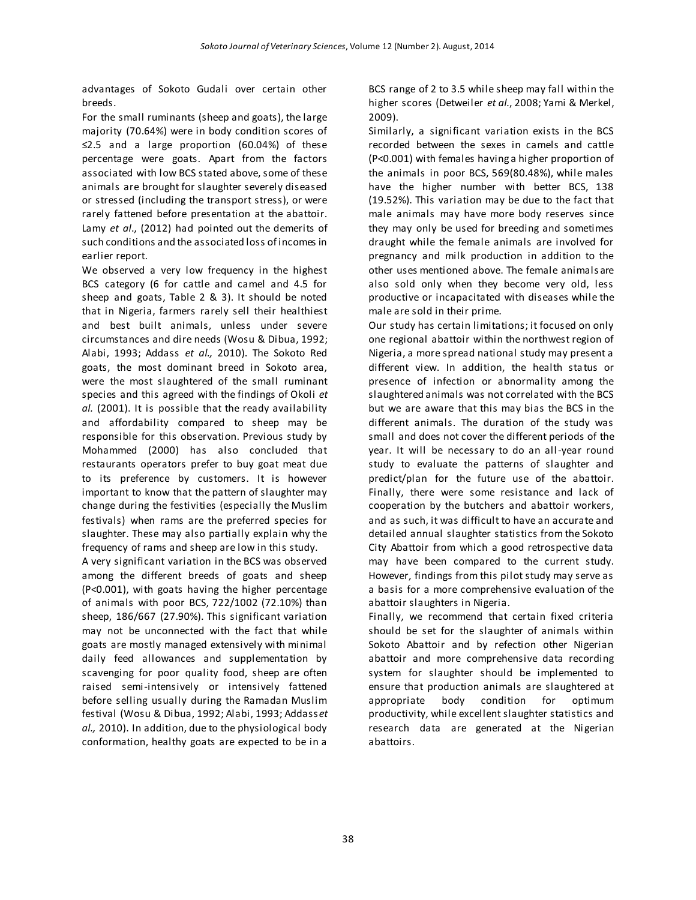advantages of Sokoto Gudali over certain other breeds.

For the small ruminants (sheep and goats), the large majority (70.64%) were in body condition scores of ≤2.5 and a large proportion (60.04%) of these percentage were goats. Apart from the factors associated with low BCS stated above, some of these animals are brought for slaughter severely diseased or stressed (including the transport stress), or were rarely fattened before presentation at the abattoir. Lamy *et al*., (2012) had pointed out the demerits of such conditions and the associated loss of incomes in earlier report.

We observed a very low frequency in the highest BCS category (6 for cattle and camel and 4.5 for sheep and goats, Table 2 & 3). It should be noted that in Nigeria, farmers rarely sell their healthiest and best built animals, unless under severe circumstances and dire needs (Wosu & Dibua, 1992; Alabi, 1993; Addass *et al.,* 2010). The Sokoto Red goats, the most dominant breed in Sokoto area, were the most slaughtered of the small ruminant species and this agreed with the findings of Okoli *et al.* (2001). It is possible that the ready availability and affordability compared to sheep may be responsible for this observation. Previous study by Mohammed (2000) has also concluded that restaurants operators prefer to buy goat meat due to its preference by customers. It is however important to know that the pattern of slaughter may change during the festivities (especially the Muslim festivals) when rams are the preferred species for slaughter. These may also partially explain why the frequency of rams and sheep are low in this study.

A very significant variation in the BCS was observed among the different breeds of goats and sheep (P<0.001), with goats having the higher percentage of animals with poor BCS, 722/1002 (72.10%) than sheep, 186/667 (27.90%). This significant variation may not be unconnected with the fact that while goats are mostly managed extensively with minimal daily feed allowances and supplementation by scavenging for poor quality food, sheep are often raised semi-intensively or intensively fattened before selling usually during the Ramadan Muslim festival (Wosu & Dibua, 1992; Alabi, 1993; Addass *et al.,* 2010). In addition, due to the physiological body conformation, healthy goats are expected to be in a BCS range of 2 to 3.5 while sheep may fall within the higher scores (Detweiler *et al.*, 2008; Yami & Merkel, 2009).

Similarly, a significant variation exists in the BCS recorded between the sexes in camels and cattle (P<0.001) with females having a higher proportion of the animals in poor BCS, 569(80.48%), while males have the higher number with better BCS, 138 (19.52%). This variation may be due to the fact that male animals may have more body reserves since they may only be used for breeding and sometimes draught while the female animals are involved for pregnancy and milk production in addition to the other uses mentioned above. The female animals are also sold only when they become very old, less productive or incapacitated with diseases while the male are sold in their prime.

Our study has certain limitations; it focused on only one regional abattoir within the northwest region of Nigeria, a more spread national study may present a different view. In addition, the health status or presence of infection or abnormality among the slaughtered animals was not correlated with the BCS but we are aware that this may bias the BCS in the different animals. The duration of the study was small and does not cover the different periods of the year. It will be necessary to do an all-year round study to evaluate the patterns of slaughter and predict/plan for the future use of the abattoir. Finally, there were some resistance and lack of cooperation by the butchers and abattoir workers, and as such, it was difficult to have an accurate and detailed annual slaughter statistics from the Sokoto City Abattoir from which a good retrospective data may have been compared to the current study. However, findings from this pilot study may serve as a basis for a more comprehensive evaluation of the abattoir slaughters in Nigeria.

Finally, we recommend that certain fixed criteria should be set for the slaughter of animals within Sokoto Abattoir and by refection other Nigerian abattoir and more comprehensive data recording system for slaughter should be implemented to ensure that production animals are slaughtered at appropriate body condition for optimum productivity, while excellent slaughter statistics and research data are generated at the Nigerian abattoirs.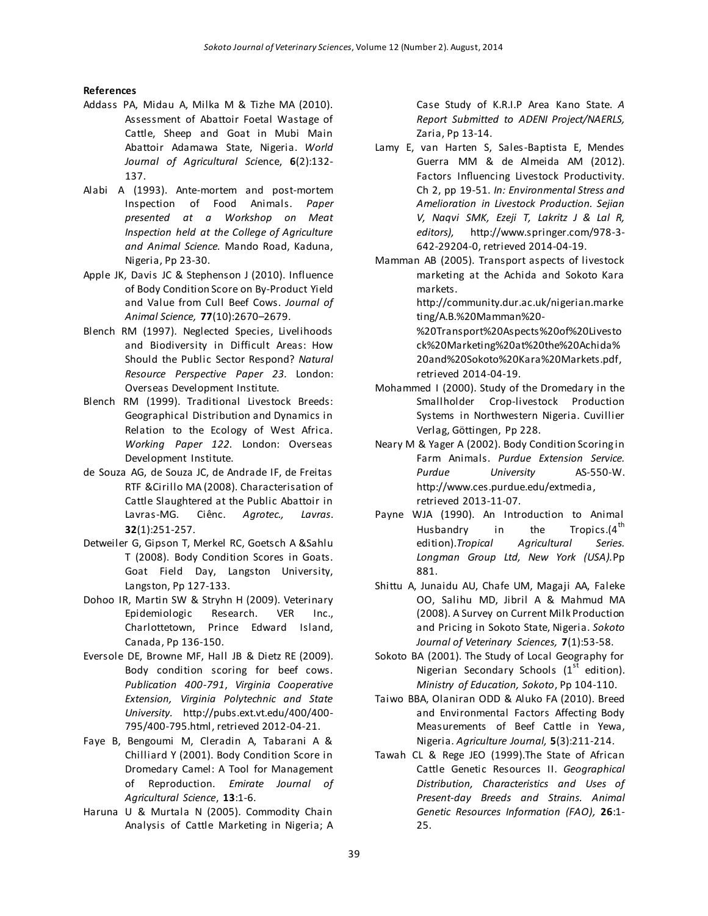**References**

Addass PA, Midau A, Milka M & Tizhe MA (2010). Assessment of Abattoir Foetal Wastage of Cattle, Sheep and Goat in Mubi Main Abattoir Adamawa State, Nigeria. *World Journal of Agricultural Sci*ence, **6**(2):132-137.

Alabi A (1993). Ante-mortem and post-mortem Inspection of Food Animals. *Paper presented at a Workshop on Meat Inspection held at the College of Agriculture and Animal Science.* Mando Road, Kaduna, Nigeria, Pp 23-30.

Apple JK, Davis JC & Stephenson J (2010). Influence of Body Condition Score on By-Product Yield and Value from Cull Beef Cows. *Journal of Animal Science,* **77**(10):2670–2679.

Blench RM (1997). Neglected Species, Livelihoods and Biodiversity in Difficult Areas: How Should the Public Sector Respond? *Natural Resource Perspective Paper 23.* London: Overseas Development Institute.

Blench RM (1999). Traditional Livestock Breeds: Geographical Distribution and Dynamics in Relation to the Ecology of West Africa. *Working Paper 122.* London: Overseas Development Institute.

de Souza AG, de Souza JC, de Andrade IF, de Freitas RTF &Cirillo MA (2008). Characterisation of Cattle Slaughtered at the Public Abattoir in Lavras-MG. Ciênc. *Agrotec., Lavras*. **32**(1):251-257.

Detweiler G, Gipson T, Merkel RC, Goetsch A &Sahlu T (2008). Body Condition Scores in Goats. Goat Field Day, Langston University, Langston, Pp 127-133.

Dohoo IR, Martin SW & Stryhn H (2009). Veterinary Epidemiologic Research. VER Inc., Charlottetown, Prince Edward Island, Canada, Pp 136-150.

Eversole DE, Browne MF, Hall JB & Dietz RE (2009). Body condition scoring for beef cows. *Publication 400-791*, *Virginia Cooperative Extension, Virginia Polytechnic and State University.* http://pubs.ext.vt.edu/400/400-795/400-795.html, retrieved 2012-04-21.

Faye B, Bengoumi M, Cleradin A, Tabarani A & Chilliard Y (2001). Body Condition Score in Dromedary Camel: A Tool for Management of Reproduction. *Emirate Journal of Agricultural Science*, **13**:1-6.

Haruna U & Murtala N (2005). Commodity Chain Analysis of Cattle Marketing in Nigeria; A Case Study of K.R.I.P Area Kano State. *A Report Submitted to ADENI Project/NAERLS,* Zaria, Pp 13-14.

Lamy E, van Harten S, Sales-Baptista E, Mendes Guerra MM & de Almeida AM (2012). Factors Influencing Livestock Productivity. Ch 2, pp 19-51. *In: Environmental Stress and Amelioration in Livestock Production. Sejian V, Naqvi SMK, Ezeji T, Lakritz J & Lal R, editors),* http://www.springer.com/978-3-642-29204-0, retrieved 2014-04-19.

Mamman AB (2005). Transport aspects of livestock marketing at the Achida and Sokoto Kara markets. http://community.dur.ac.uk/nigerian.marketing/A.B.%20Mamman%20-%20Transport%20Aspects%20of%20Livestock%20Marketing%20at%20the%20Achida%20and%20Sokoto%20Kara%20Markets.pdf, retrieved 2014-04-19.

Mohammed I (2000). Study of the Dromedary in the Smallholder Crop-livestock Production Systems in Northwestern Nigeria. Cuvillier Verlag, Göttingen, Pp 228.

Neary M & Yager A (2002). Body Condition Scoring in Farm Animals. *Purdue Extension Service. Purdue University* AS-550-W. http://www.ces.purdue.edu/extmedia, retrieved 2013-11-07.

Payne WJA (1990). An Introduction to Animal Husbandry in the Tropics.(4th edition).*Tropical Agricultural Series. Longman Group Ltd, New York (USA).*Pp 881.

Shittu A, Junaidu AU, Chafe UM, Magaji AA, Faleke OO, Salihu MD, Jibril A & Mahmud MA (2008). A Survey on Current Milk Production and Pricing in Sokoto State, Nigeria. *Sokoto Journal of Veterinary Sciences,* **7**(1):53-58.

Sokoto BA (2001). The Study of Local Geography for Nigerian Secondary Schools (1st edition). *Ministry of Education, Sokoto*, Pp 104-110.

Taiwo BBA, Olaniran ODD & Aluko FA (2010). Breed and Environmental Factors Affecting Body Measurements of Beef Cattle in Yewa, Nigeria. *Agriculture Journal,* **5**(3):211-214.

Tawah CL & Rege JEO (1999).The State of African Cattle Genetic Resources II. *Geographical Distribution, Characteristics and Uses of Present-day Breeds and Strains. Animal Genetic Resources Information (FAO),* **26**:1-25.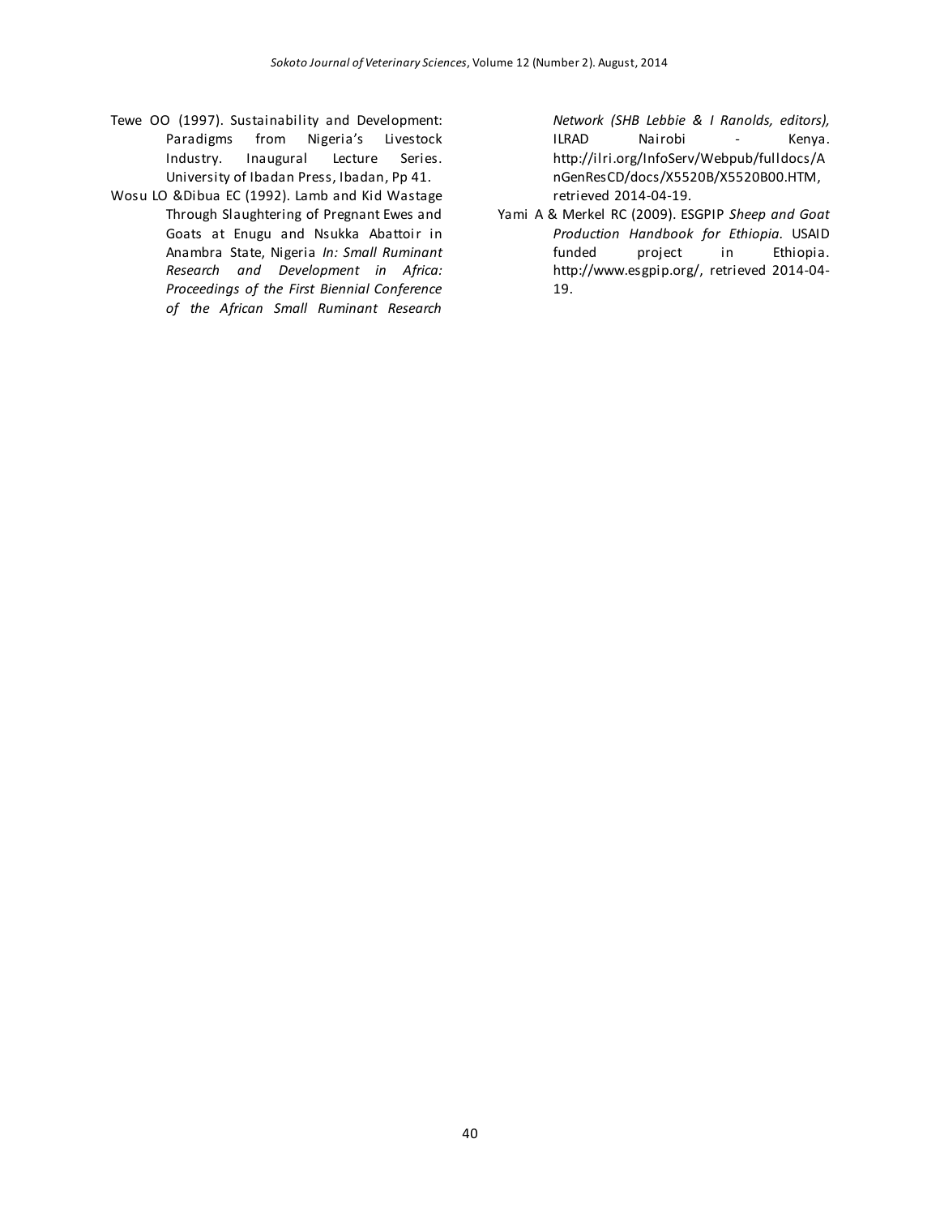Tewe OO (1997). Sustainability and Development: Paradigms from Nigeria's Livestock Industry. Inaugural Lecture Series. University of Ibadan Press, Ibadan, Pp 41.

Wosu LO &Dibua EC (1992). Lamb and Kid Wastage Through Slaughtering of Pregnant Ewes and Goats at Enugu and Nsukka Abattoir in Anambra State, Nigeria *In: Small Ruminant Research and Development in Africa: Proceedings of the First Biennial Conference of the African Small Ruminant Research Network (SHB Lebbie & I Ranolds, editors),* ILRAD Nairobi - Kenya. http://ilri.org/InfoServ/Webpub/fulldocs/AnGenResCD/docs/X5520B/X5520B00.HTM, retrieved 2014-04-19.

Yami A & Merkel RC (2009). ESGPIP *Sheep and Goat Production Handbook for Ethiopia.* USAID funded project in Ethiopia. http://www.esgpip.org/, retrieved 2014-04-19.